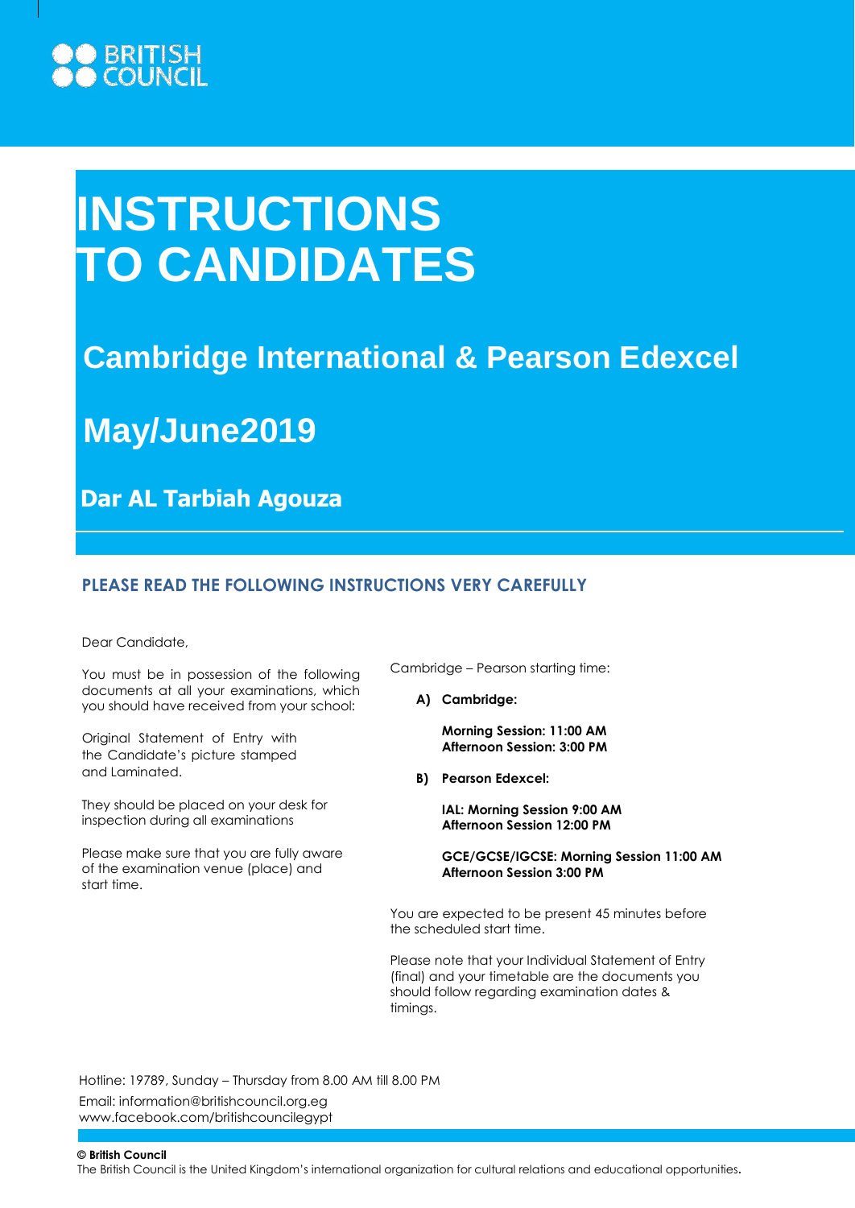BRITISH COUNCIL

# INSTRUCTIONS TO CANDIDATES

## Cambridge International & Pearson Edexcel

## May/June2019

### Dar AL Tarbiah Agouza

**PLEASE READ THE FOLLOWING INSTRUCTIONS VERY CAREFULLY**

Dear Candidate,

You must be in possession of the following documents at all your examinations, which you should have received from your school:

Original Statement of Entry with the Candidate's picture stamped and Laminated.

They should be placed on your desk for inspection during all examinations

Please make sure that you are fully aware of the examination venue (place) and start time.

Cambridge – Pearson starting time:

**A) Cambridge:**

**Morning Session: 11:00 AM**
**Afternoon Session: 3:00 PM**

**B) Pearson Edexcel:**

**IAL: Morning Session 9:00 AM**
**Afternoon Session 12:00 PM**

**GCE/GCSE/IGCSE: Morning Session 11:00 AM**
**Afternoon Session 3:00 PM**

You are expected to be present 45 minutes before the scheduled start time.

Please note that your Individual Statement of Entry (final) and your timetable are the documents you should follow regarding examination dates & timings.

Hotline: 19789, Sunday – Thursday from 8.00 AM till 8.00 PM
Email: information@britishcouncil.org.eg
www.facebook.com/britishcouncilegypt

**© British Council**
The British Council is the United Kingdom's international organization for cultural relations and educational opportunities.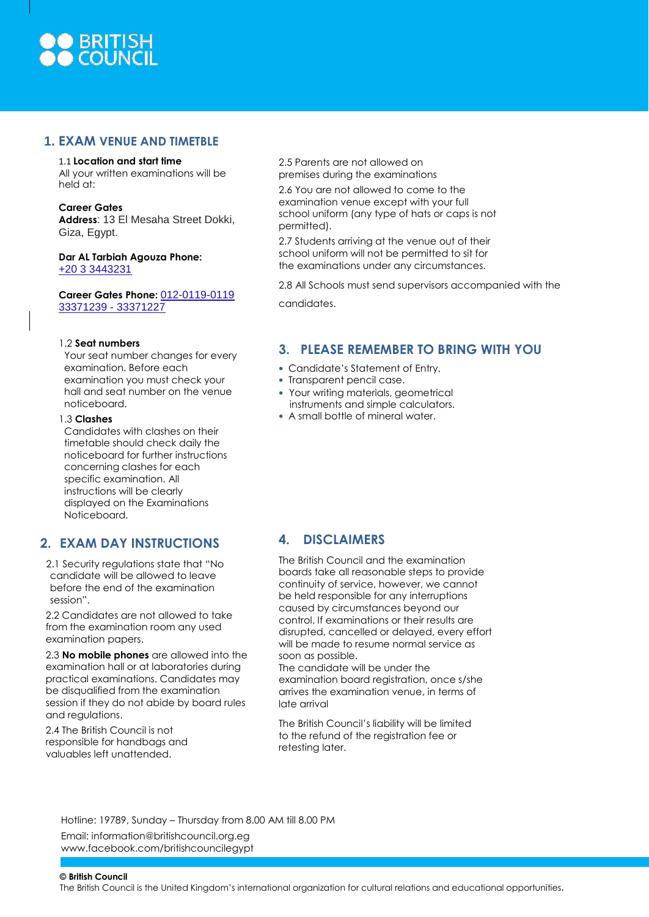## 1. EXAM VENUE AND TIMETBLE

1.1 **Location and start time**
All your written examinations will be held at:

**Career Gates**
**Address**: 13 El Mesaha Street Dokki, Giza, Egypt.

**Dar AL Tarbiah Agouza Phone:** +20 3 3443231

**Career Gates Phone:** 012-0119-0119 33371239 - 33371227

1.2 **Seat numbers**
Your seat number changes for every examination. Before each examination you must check your hall and seat number on the venue noticeboard.

1.3 **Clashes**
Candidates with clashes on their timetable should check daily the noticeboard for further instructions concerning clashes for each specific examination. All instructions will be clearly displayed on the Examinations Noticeboard.

## 2. EXAM DAY INSTRUCTIONS

2.1 Security regulations state that "No candidate will be allowed to leave before the end of the examination session".

2.2 Candidates are not allowed to take from the examination room any used examination papers.

2.3 **No mobile phones** are allowed into the examination hall or at laboratories during practical examinations. Candidates may be disqualified from the examination session if they do not abide by board rules and regulations.

2.4 The British Council is not responsible for handbags and valuables left unattended.

2.5 Parents are not allowed on premises during the examinations

2.6 You are not allowed to come to the examination venue except with your full school uniform (any type of hats or caps is not permitted).

2.7 Students arriving at the venue out of their school uniform will not be permitted to sit for the examinations under any circumstances.

2.8 All Schools must send supervisors accompanied with the candidates.

## 3. PLEASE REMEMBER TO BRING WITH YOU

- Candidate's Statement of Entry.
- Transparent pencil case.
- Your writing materials, geometrical instruments and simple calculators.
- A small bottle of mineral water.

## 4. DISCLAIMERS

The British Council and the examination boards take all reasonable steps to provide continuity of service, however, we cannot be held responsible for any interruptions caused by circumstances beyond our control. If examinations or their results are disrupted, cancelled or delayed, every effort will be made to resume normal service as soon as possible.
The candidate will be under the examination board registration, once s/she arrives the examination venue, in terms of late arrival

The British Council's liability will be limited to the refund of the registration fee or retesting later.

Hotline: 19789, Sunday – Thursday from 8.00 AM till 8.00 PM

Email: information@britishcouncil.org.eg
www.facebook.com/britishcouncilegypt

**© British Council**
The British Council is the United Kingdom's international organization for cultural relations and educational opportunities.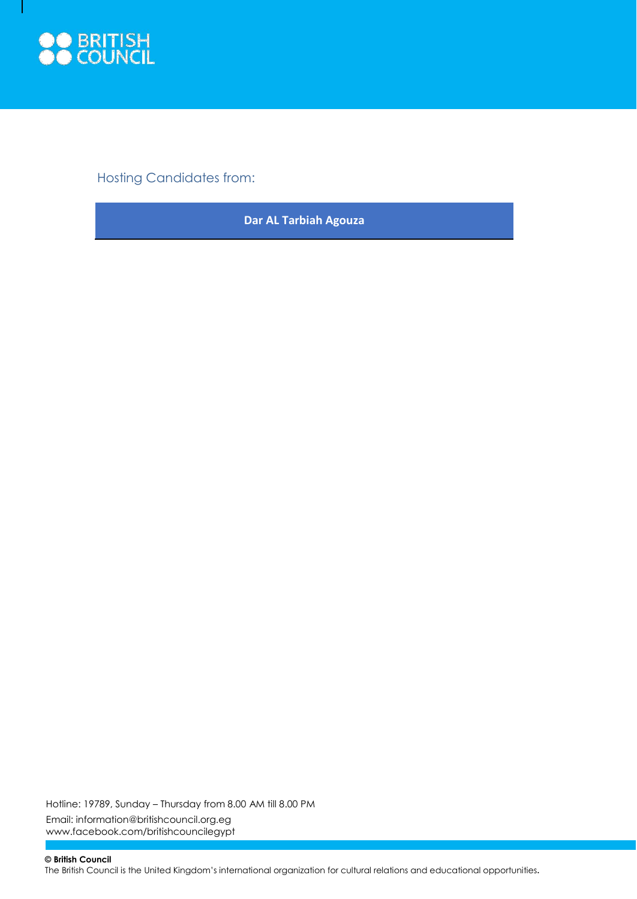Hosting Candidates from:

| Dar AL Tarbiah Agouza |
| --- |

Hotline: 19789, Sunday – Thursday from 8.00 AM till 8.00 PM

Email: information@britishcouncil.org.eg
www.facebook.com/britishcouncilegypt

**© British Council**
The British Council is the United Kingdom's international organization for cultural relations and educational opportunities.